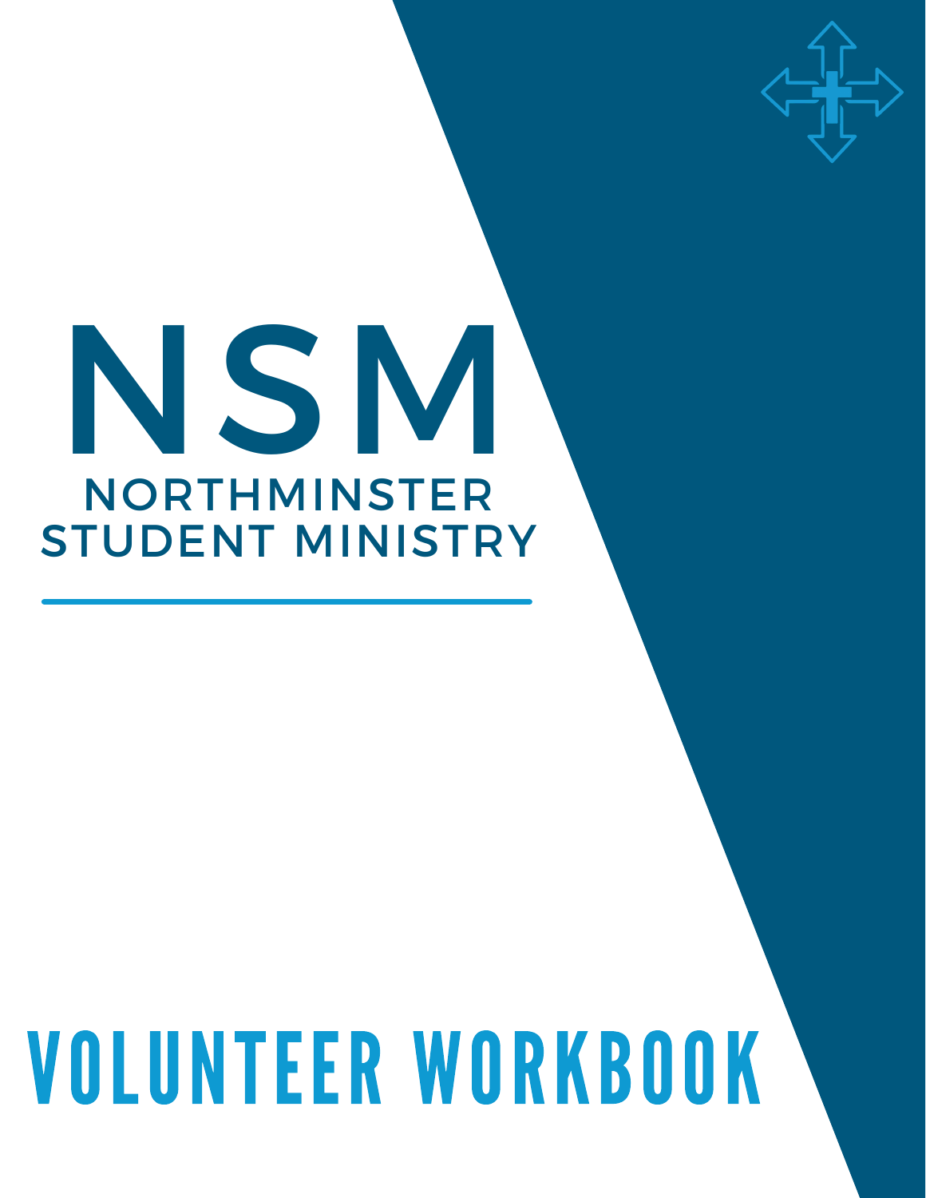# NSM

## NORTHMINSTER STUDENT MINISTRY

# VOLUNTEER WORKBOOK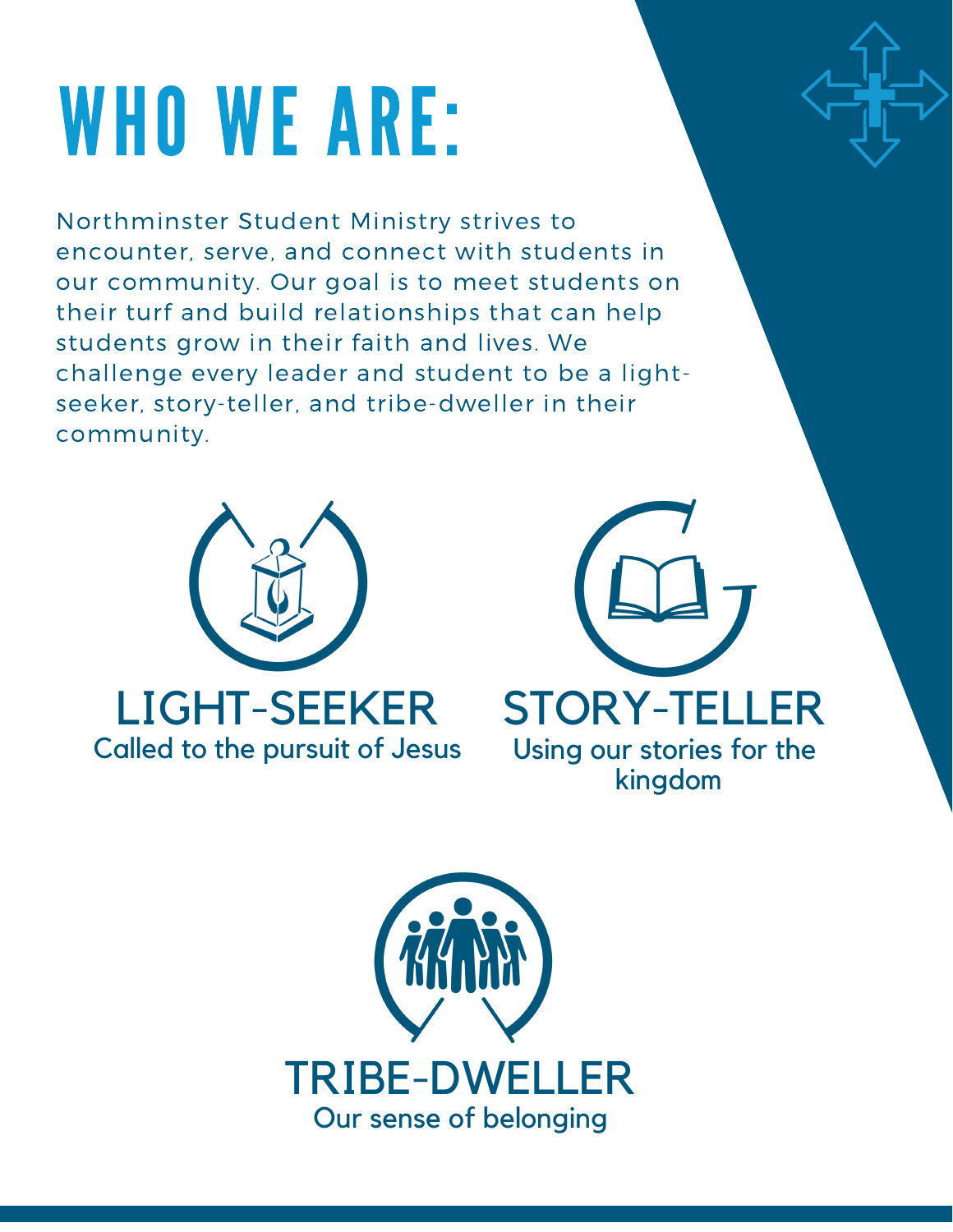# WHO WE ARE:

Northminster Student Ministry strives to encounter, serve, and connect with students in our community. Our goal is to meet students on their turf and build relationships that can help students grow in their faith and lives. We challenge every leader and student to be a light-seeker, story-teller, and tribe-dweller in their community.

## LIGHT-SEEKER

Called to the pursuit of Jesus

## STORY-TELLER

Using our stories for the kingdom

## TRIBE-DWELLER

Our sense of belonging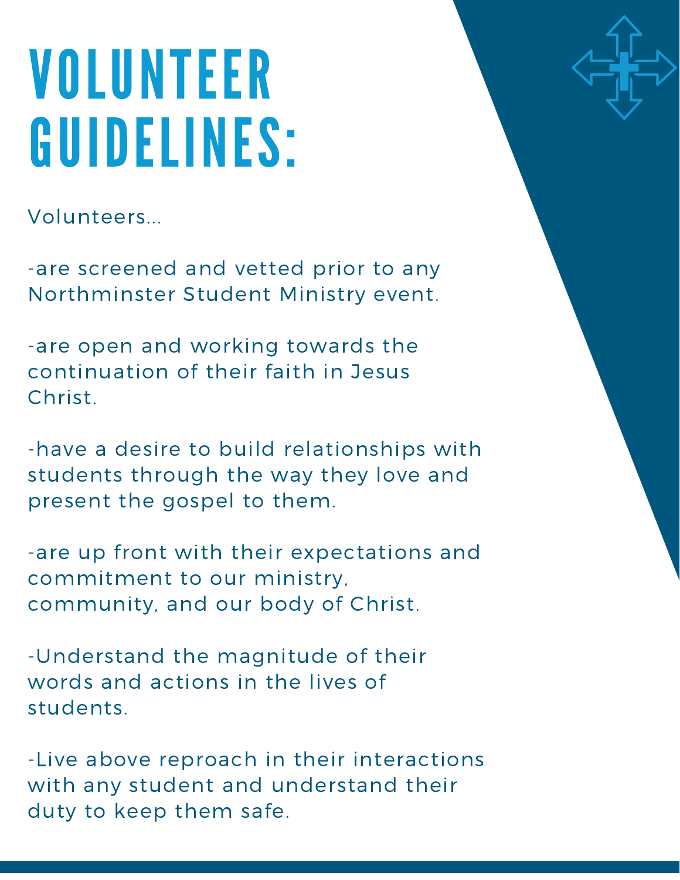# VOLUNTEER GUIDELINES:

Volunteers...

-are screened and vetted prior to any Northminster Student Ministry event.

-are open and working towards the continuation of their faith in Jesus Christ.

-have a desire to build relationships with students through the way they love and present the gospel to them.

-are up front with their expectations and commitment to our ministry, community, and our body of Christ.

-Understand the magnitude of their words and actions in the lives of students.

-Live above reproach in their interactions with any student and understand their duty to keep them safe.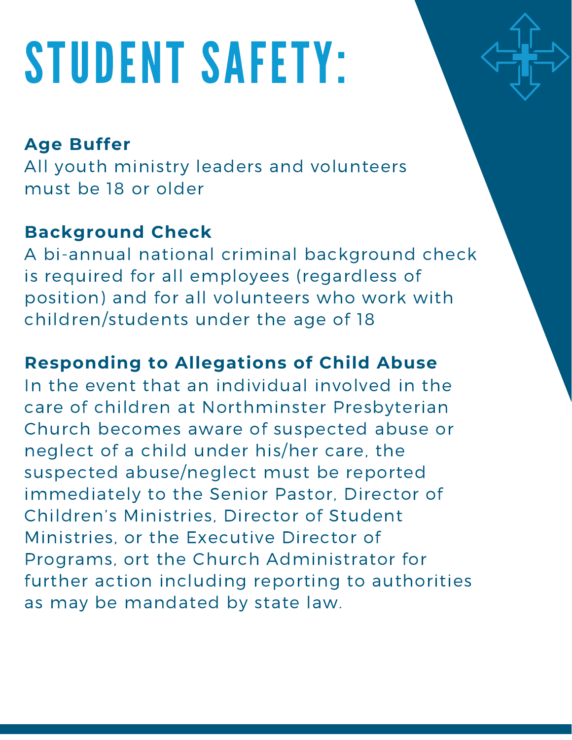# STUDENT SAFETY:

**Age Buffer**
All youth ministry leaders and volunteers must be 18 or older

**Background Check**
A bi-annual national criminal background check is required for all employees (regardless of position) and for all volunteers who work with children/students under the age of 18

**Responding to Allegations of Child Abuse**
In the event that an individual involved in the care of children at Northminster Presbyterian Church becomes aware of suspected abuse or neglect of a child under his/her care, the suspected abuse/neglect must be reported immediately to the Senior Pastor, Director of Children's Ministries, Director of Student Ministries, or the Executive Director of Programs, ort the Church Administrator for further action including reporting to authorities as may be mandated by state law.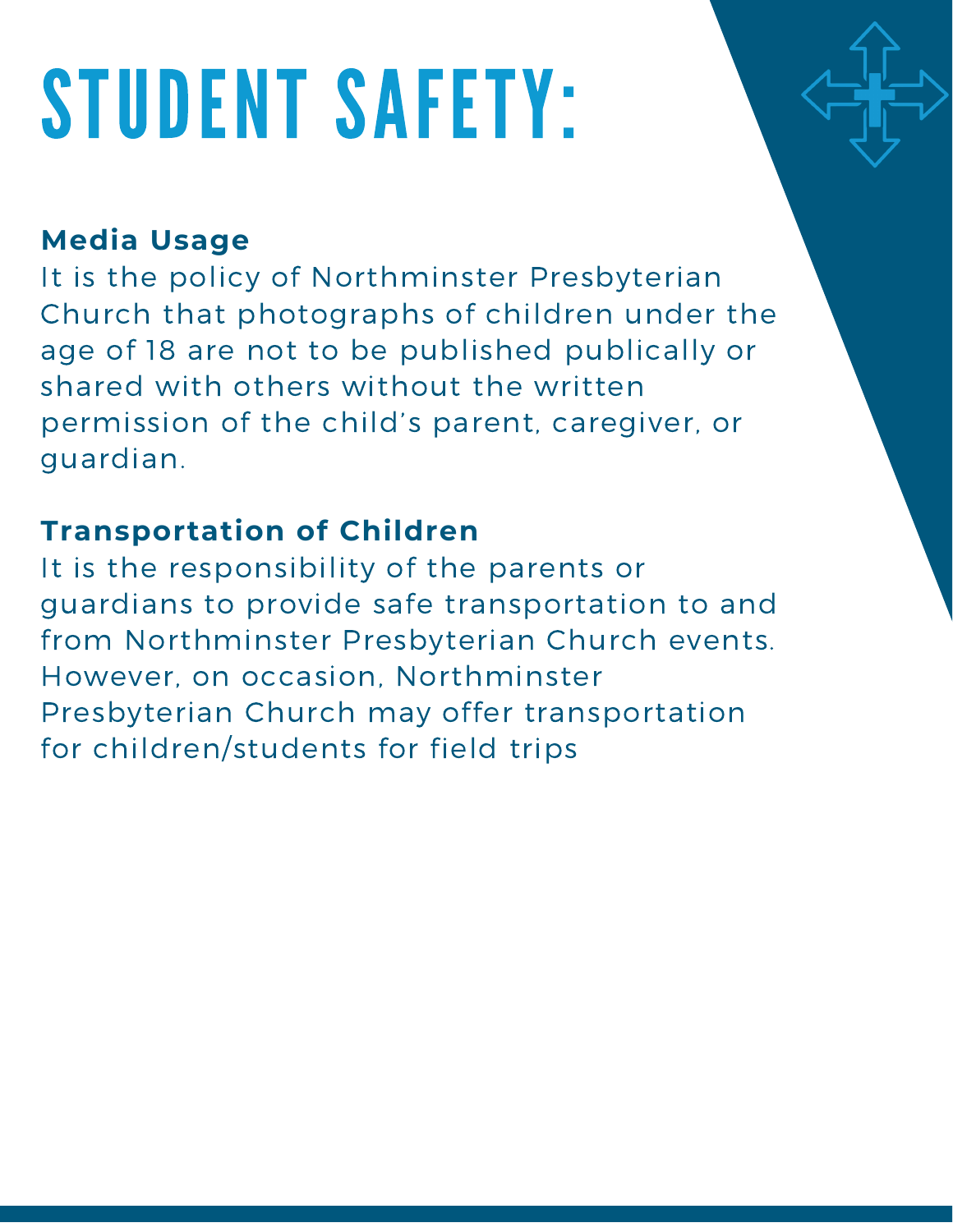# STUDENT SAFETY:

### Media Usage

It is the policy of Northminster Presbyterian Church that photographs of children under the age of 18 are not to be published publically or shared with others without the written permission of the child's parent, caregiver, or guardian.

### Transportation of Children

It is the responsibility of the parents or guardians to provide safe transportation to and from Northminster Presbyterian Church events. However, on occasion, Northminster Presbyterian Church may offer transportation for children/students for field trips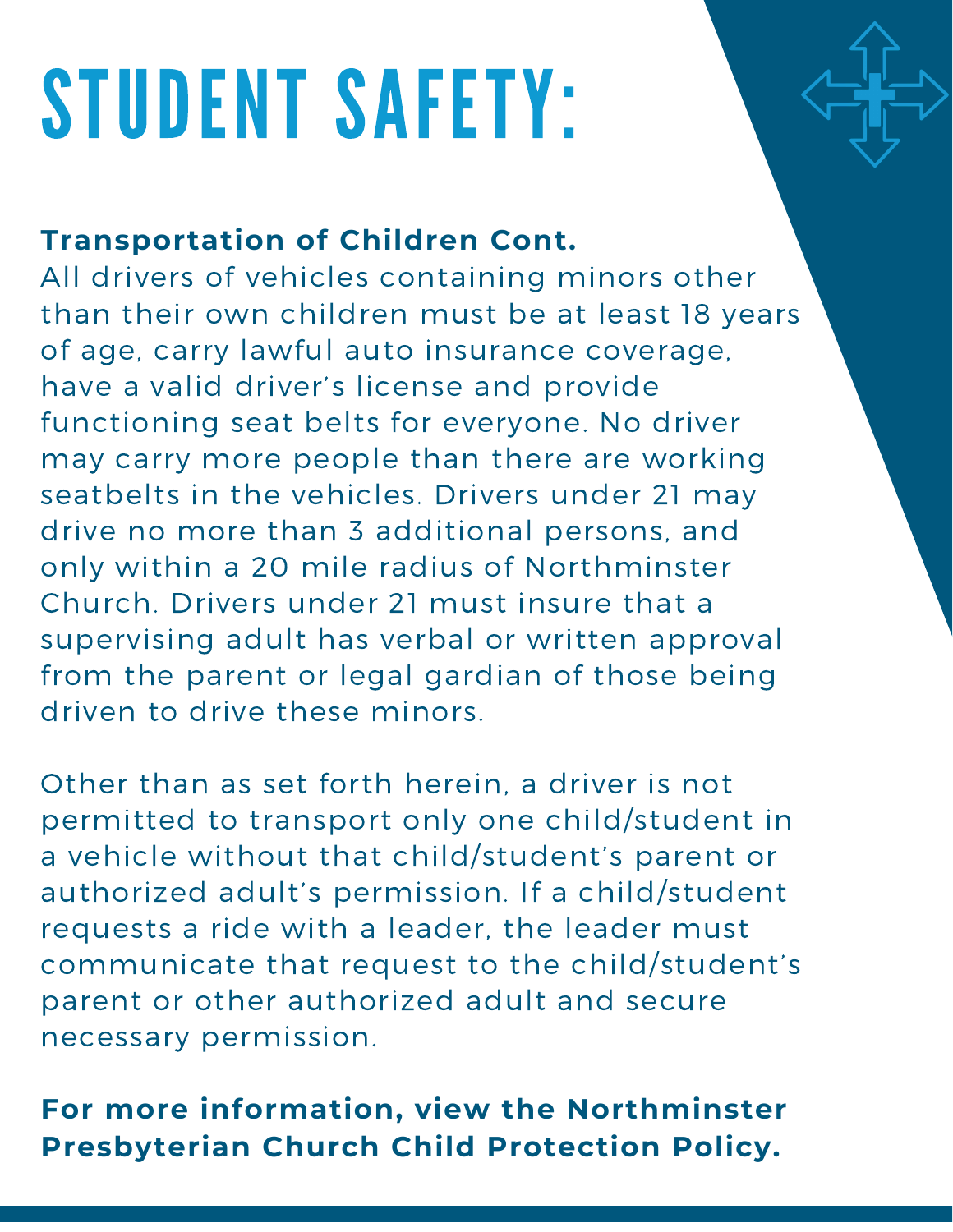# STUDENT SAFETY:

**Transportation of Children Cont.**

All drivers of vehicles containing minors other than their own children must be at least 18 years of age, carry lawful auto insurance coverage, have a valid driver's license and provide functioning seat belts for everyone. No driver may carry more people than there are working seatbelts in the vehicles. Drivers under 21 may drive no more than 3 additional persons, and only within a 20 mile radius of Northminster Church. Drivers under 21 must insure that a supervising adult has verbal or written approval from the parent or legal gardian of those being driven to drive these minors.

Other than as set forth herein, a driver is not permitted to transport only one child/student in a vehicle without that child/student's parent or authorized adult's permission. If a child/student requests a ride with a leader, the leader must communicate that request to the child/student's parent or other authorized adult and secure necessary permission.

**For more information, view the Northminster Presbyterian Church Child Protection Policy.**